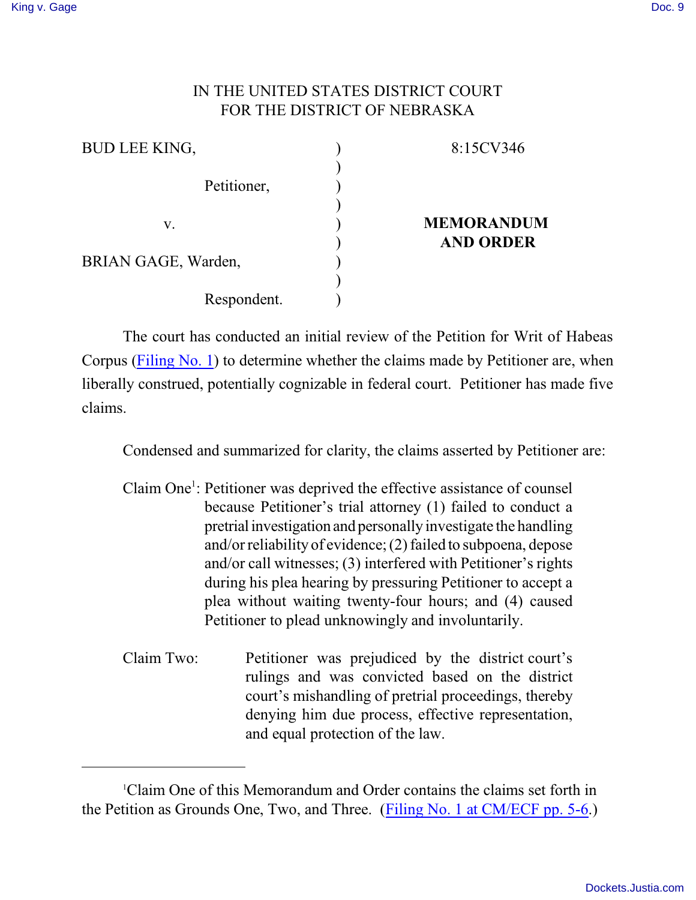IN THE UNITED STATES DISTRICT COURT
FOR THE DISTRICT OF NEBRASKA

| | | |
|---|---|---|
| BUD LEE KING, | ) | 8:15CV346 |
| Petitioner, | ) | |
| v. | ) | **MEMORANDUM AND ORDER** |
| BRIAN GAGE, Warden, | ) | |
| Respondent. | ) | |

The court has conducted an initial review of the Petition for Writ of Habeas Corpus (Filing No. 1) to determine whether the claims made by Petitioner are, when liberally construed, potentially cognizable in federal court. Petitioner has made five claims.

Condensed and summarized for clarity, the claims asserted by Petitioner are:

Claim One[1]: Petitioner was deprived the effective assistance of counsel because Petitioner's trial attorney (1) failed to conduct a pretrial investigation and personally investigate the handling and/or reliability of evidence; (2) failed to subpoena, depose and/or call witnesses; (3) interfered with Petitioner's rights during his plea hearing by pressuring Petitioner to accept a plea without waiting twenty-four hours; and (4) caused Petitioner to plead unknowingly and involuntarily.

Claim Two: Petitioner was prejudiced by the district court's rulings and was convicted based on the district court's mishandling of pretrial proceedings, thereby denying him due process, effective representation, and equal protection of the law.

---

[1]Claim One of this Memorandum and Order contains the claims set forth in the Petition as Grounds One, Two, and Three. (Filing No. 1 at CM/ECF pp. 5-6.)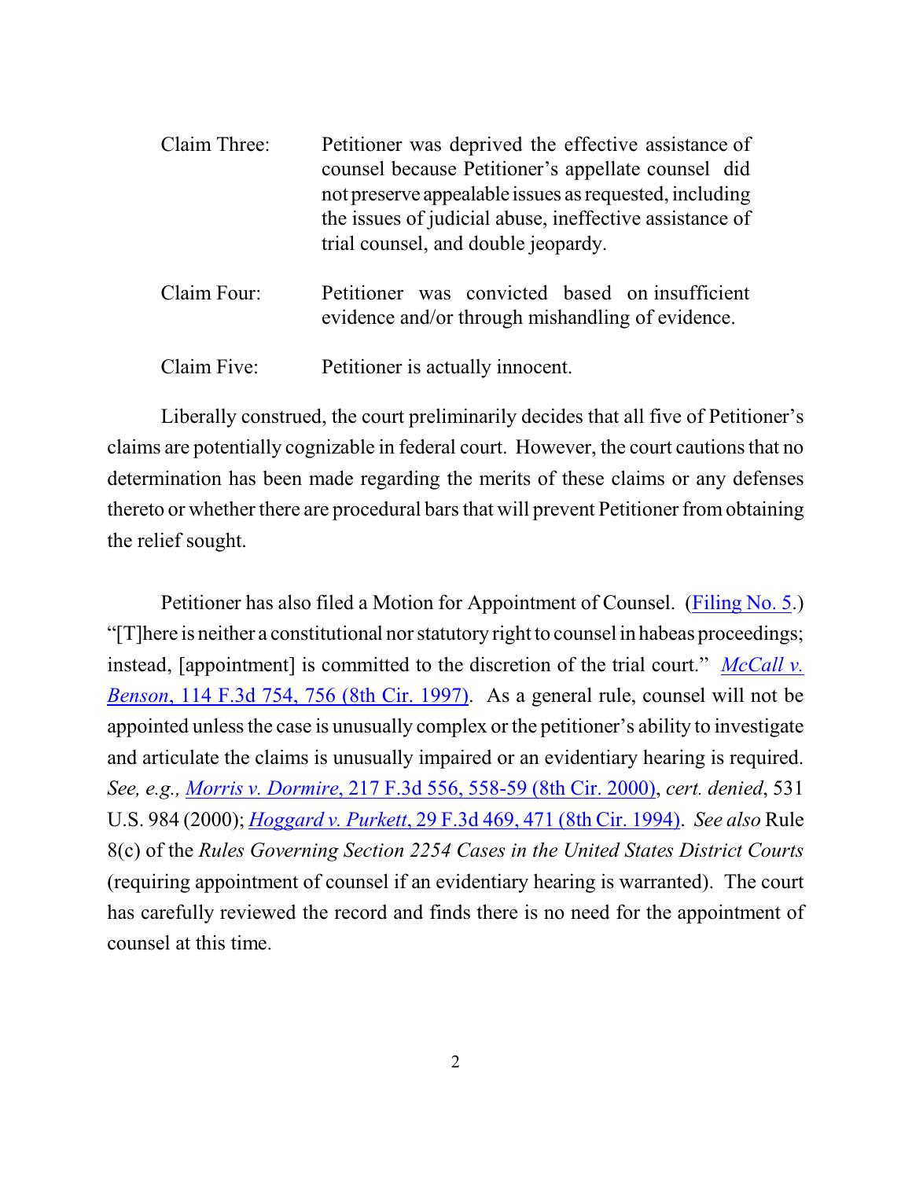Claim Three: Petitioner was deprived the effective assistance of counsel because Petitioner's appellate counsel did not preserve appealable issues as requested, including the issues of judicial abuse, ineffective assistance of trial counsel, and double jeopardy.

Claim Four: Petitioner was convicted based on insufficient evidence and/or through mishandling of evidence.

Claim Five: Petitioner is actually innocent.

Liberally construed, the court preliminarily decides that all five of Petitioner's claims are potentially cognizable in federal court. However, the court cautions that no determination has been made regarding the merits of these claims or any defenses thereto or whether there are procedural bars that will prevent Petitioner from obtaining the relief sought.

Petitioner has also filed a Motion for Appointment of Counsel. (Filing No. 5.) "[T]here is neither a constitutional nor statutory right to counsel in habeas proceedings; instead, [appointment] is committed to the discretion of the trial court." *McCall v. Benson*, 114 F.3d 754, 756 (8th Cir. 1997). As a general rule, counsel will not be appointed unless the case is unusually complex or the petitioner's ability to investigate and articulate the claims is unusually impaired or an evidentiary hearing is required. *See, e.g., Morris v. Dormire*, 217 F.3d 556, 558-59 (8th Cir. 2000), *cert. denied*, 531 U.S. 984 (2000); *Hoggard v. Purkett*, 29 F.3d 469, 471 (8th Cir. 1994). *See also* Rule 8(c) of the *Rules Governing Section 2254 Cases in the United States District Courts* (requiring appointment of counsel if an evidentiary hearing is warranted). The court has carefully reviewed the record and finds there is no need for the appointment of counsel at this time.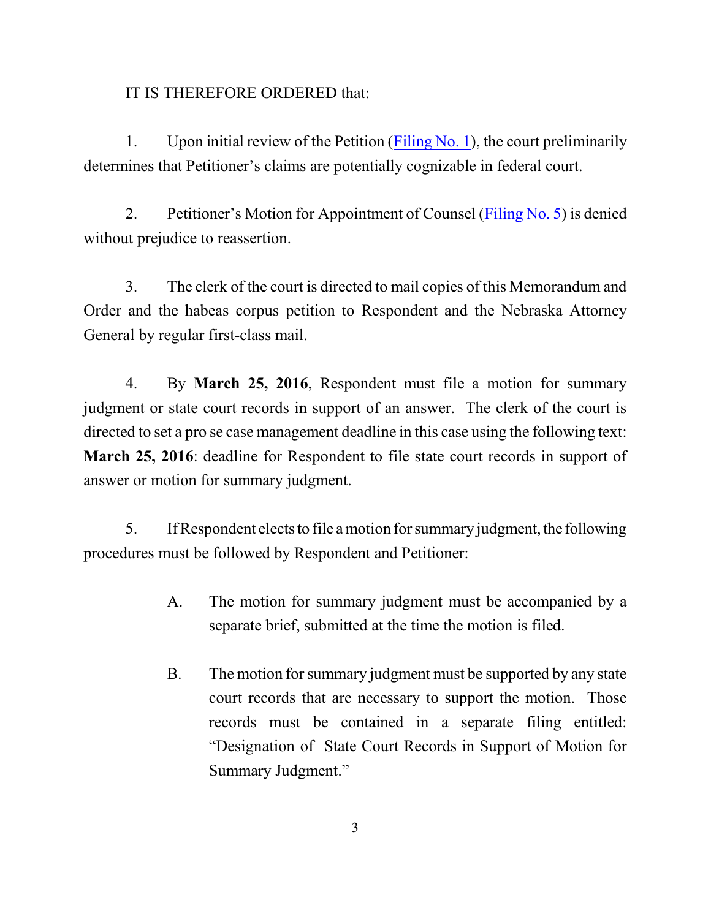IT IS THEREFORE ORDERED that:

1. Upon initial review of the Petition (Filing No. 1), the court preliminarily determines that Petitioner's claims are potentially cognizable in federal court.

2. Petitioner's Motion for Appointment of Counsel (Filing No. 5) is denied without prejudice to reassertion.

3. The clerk of the court is directed to mail copies of this Memorandum and Order and the habeas corpus petition to Respondent and the Nebraska Attorney General by regular first-class mail.

4. By **March 25, 2016**, Respondent must file a motion for summary judgment or state court records in support of an answer. The clerk of the court is directed to set a pro se case management deadline in this case using the following text: **March 25, 2016**: deadline for Respondent to file state court records in support of answer or motion for summary judgment.

5. If Respondent elects to file a motion for summary judgment, the following procedures must be followed by Respondent and Petitioner:

   A. The motion for summary judgment must be accompanied by a separate brief, submitted at the time the motion is filed.

   B. The motion for summary judgment must be supported by any state court records that are necessary to support the motion. Those records must be contained in a separate filing entitled: "Designation of State Court Records in Support of Motion for Summary Judgment."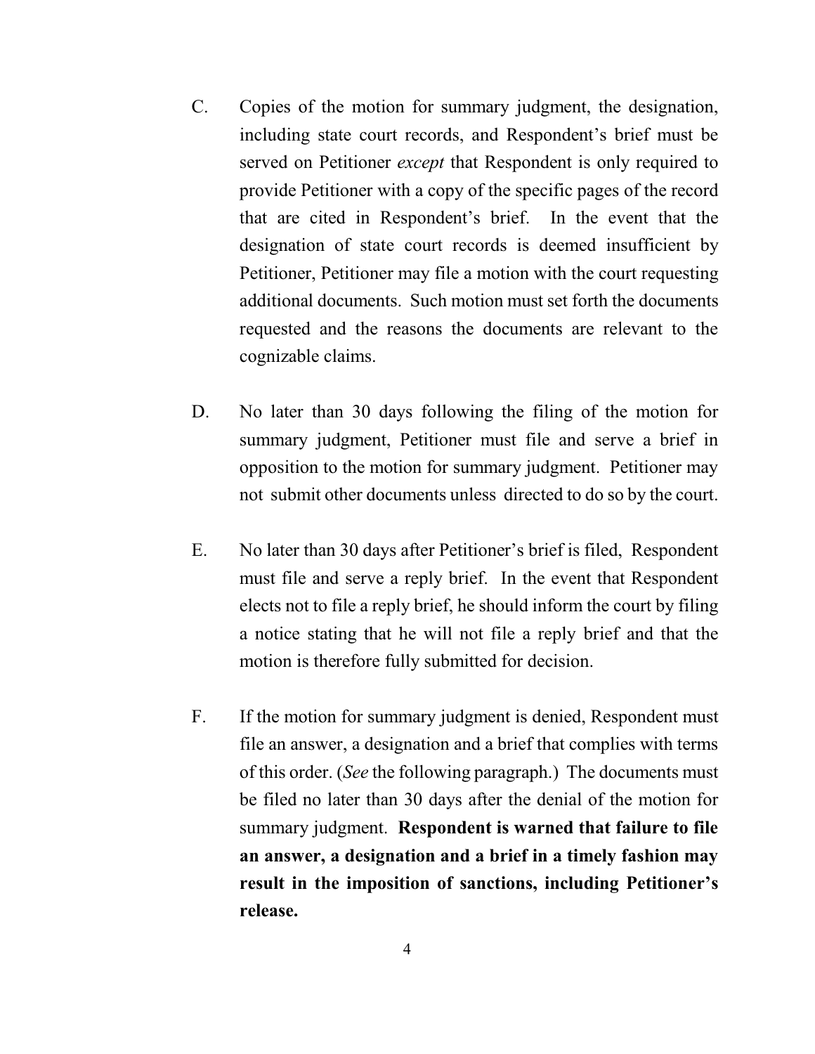C. Copies of the motion for summary judgment, the designation, including state court records, and Respondent's brief must be served on Petitioner *except* that Respondent is only required to provide Petitioner with a copy of the specific pages of the record that are cited in Respondent's brief. In the event that the designation of state court records is deemed insufficient by Petitioner, Petitioner may file a motion with the court requesting additional documents. Such motion must set forth the documents requested and the reasons the documents are relevant to the cognizable claims.

D. No later than 30 days following the filing of the motion for summary judgment, Petitioner must file and serve a brief in opposition to the motion for summary judgment. Petitioner may not submit other documents unless directed to do so by the court.

E. No later than 30 days after Petitioner's brief is filed, Respondent must file and serve a reply brief. In the event that Respondent elects not to file a reply brief, he should inform the court by filing a notice stating that he will not file a reply brief and that the motion is therefore fully submitted for decision.

F. If the motion for summary judgment is denied, Respondent must file an answer, a designation and a brief that complies with terms of this order. (*See* the following paragraph.) The documents must be filed no later than 30 days after the denial of the motion for summary judgment. **Respondent is warned that failure to file an answer, a designation and a brief in a timely fashion may result in the imposition of sanctions, including Petitioner's release.**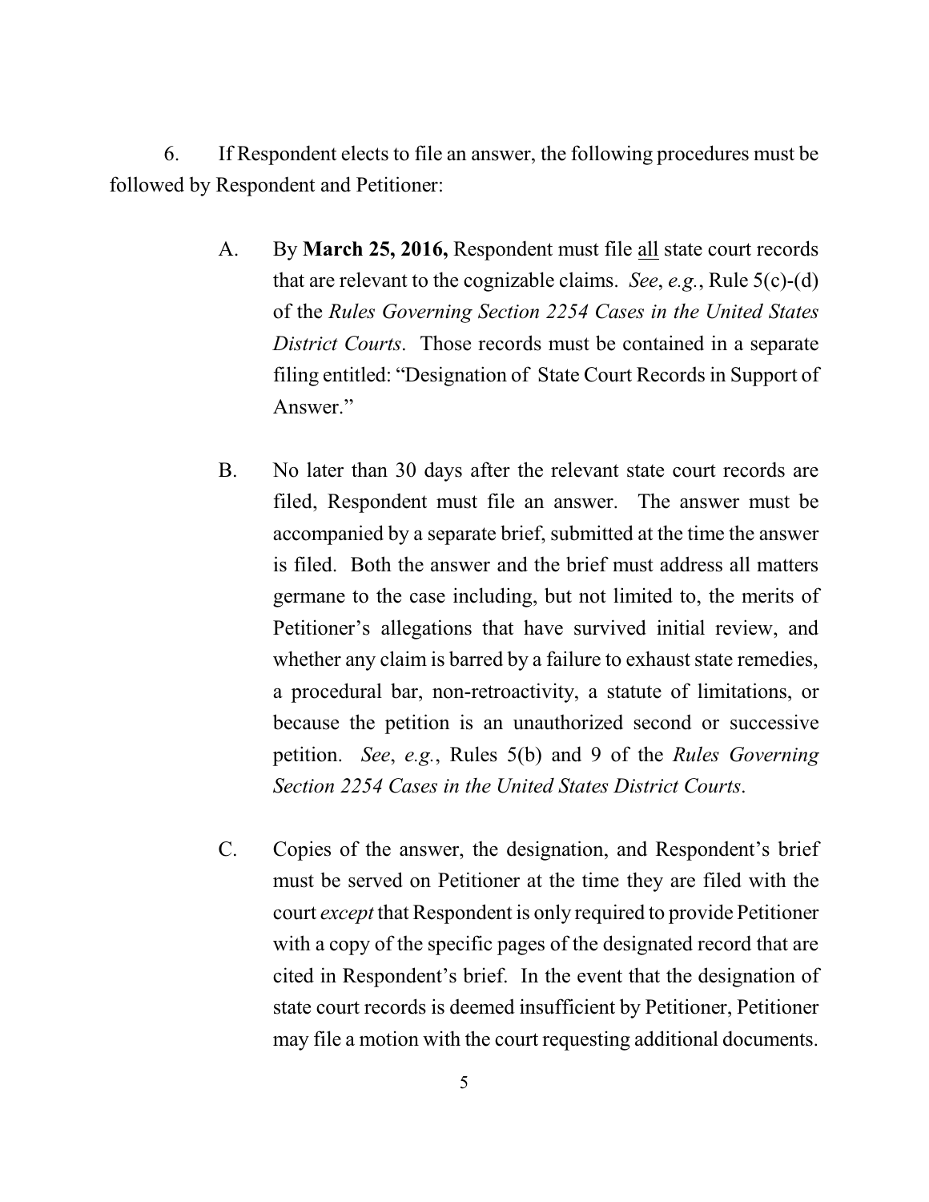6. If Respondent elects to file an answer, the following procedures must be followed by Respondent and Petitioner:

> A. By **March 25, 2016,** Respondent must file all state court records that are relevant to the cognizable claims. *See*, *e.g.*, Rule 5(c)-(d) of the *Rules Governing Section 2254 Cases in the United States District Courts*. Those records must be contained in a separate filing entitled: "Designation of State Court Records in Support of Answer."
>
> B. No later than 30 days after the relevant state court records are filed, Respondent must file an answer. The answer must be accompanied by a separate brief, submitted at the time the answer is filed. Both the answer and the brief must address all matters germane to the case including, but not limited to, the merits of Petitioner's allegations that have survived initial review, and whether any claim is barred by a failure to exhaust state remedies, a procedural bar, non-retroactivity, a statute of limitations, or because the petition is an unauthorized second or successive petition. *See*, *e.g.*, Rules 5(b) and 9 of the *Rules Governing Section 2254 Cases in the United States District Courts*.
>
> C. Copies of the answer, the designation, and Respondent's brief must be served on Petitioner at the time they are filed with the court *except* that Respondent is only required to provide Petitioner with a copy of the specific pages of the designated record that are cited in Respondent's brief. In the event that the designation of state court records is deemed insufficient by Petitioner, Petitioner may file a motion with the court requesting additional documents.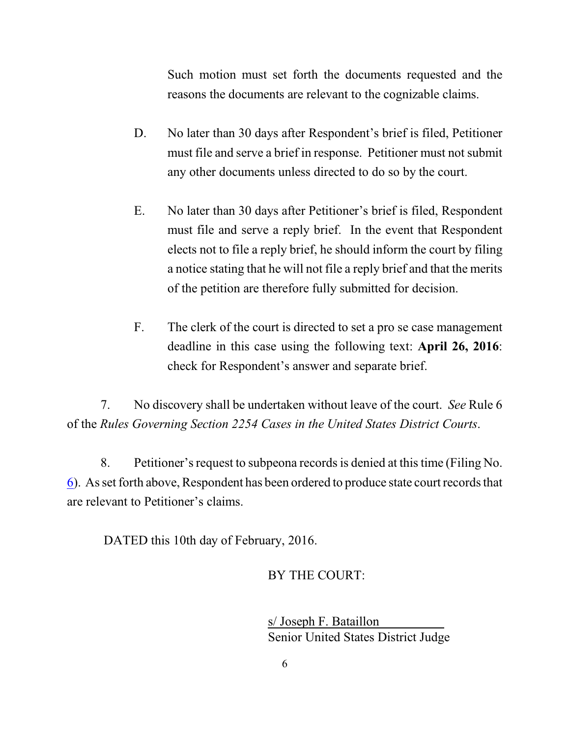Such motion must set forth the documents requested and the reasons the documents are relevant to the cognizable claims.

D. No later than 30 days after Respondent's brief is filed, Petitioner must file and serve a brief in response. Petitioner must not submit any other documents unless directed to do so by the court.

E. No later than 30 days after Petitioner's brief is filed, Respondent must file and serve a reply brief. In the event that Respondent elects not to file a reply brief, he should inform the court by filing a notice stating that he will not file a reply brief and that the merits of the petition are therefore fully submitted for decision.

F. The clerk of the court is directed to set a pro se case management deadline in this case using the following text: **April 26, 2016**: check for Respondent's answer and separate brief.

7. No discovery shall be undertaken without leave of the court. *See* Rule 6 of the *Rules Governing Section 2254 Cases in the United States District Courts*.

8. Petitioner's request to subpeona records is denied at this time (Filing No. 6). As set forth above, Respondent has been ordered to produce state court records that are relevant to Petitioner's claims.

DATED this 10th day of February, 2016.

BY THE COURT:

s/ Joseph F. Bataillon
Senior United States District Judge